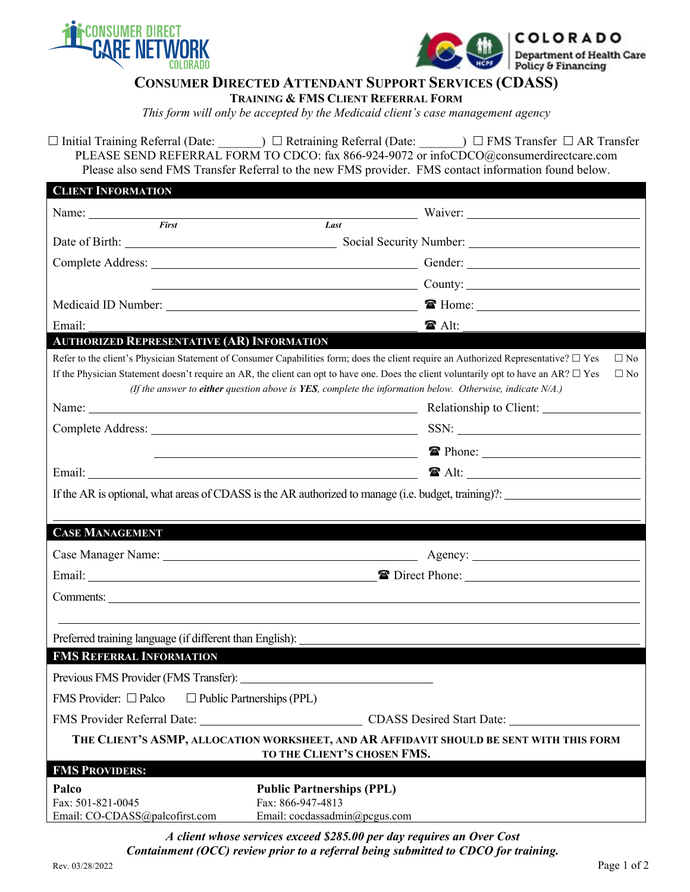# CONSUMER DIRECTED ATTENDANT SUPPORT SERVICES (CDASS)

## TRAINING & FMS CLIENT REFERRAL FORM

*This form will only be accepted by the Medicaid client's case management agency*

☐ Initial Training Referral (Date: _______) ☐ Retraining Referral (Date: _______) ☐ FMS Transfer ☐ AR Transfer

PLEASE SEND REFERRAL FORM TO CDCO: fax 866-924-9072 or infoCDCO@consumerdirectcare.com

Please also send FMS Transfer Referral to the new FMS provider. FMS contact information found below.

## CLIENT INFORMATION

Name: ______________________ (First) ______________________ (Last) Waiver: ______________________

Date of Birth: ______________________ Social Security Number: ______________________

Complete Address: ______________________ Gender: ______________________

______________________ County: ______________________

Medicaid ID Number: ______________________ ☎ Home: ______________________

Email: ______________________ ☎ Alt: ______________________

## AUTHORIZED REPRESENTATIVE (AR) INFORMATION

Refer to the client's Physician Statement of Consumer Capabilities form; does the client require an Authorized Representative? ☐ Yes ☐ No

If the Physician Statement doesn't require an AR, the client can opt to have one. Does the client voluntarily opt to have an AR? ☐ Yes ☐ No

*(If the answer to **either** question above is **YES**, complete the information below. Otherwise, indicate N/A.)*

Name: ______________________ Relationship to Client: ______________________

Complete Address: ______________________ SSN: ______________________

______________________ ☎ Phone: ______________________

Email: ______________________ ☎ Alt: ______________________

If the AR is optional, what areas of CDASS is the AR authorized to manage (i.e. budget, training)?: ______________________

## CASE MANAGEMENT

Case Manager Name: ______________________ Agency: ______________________

Email: ______________________ ☎ Direct Phone: ______________________

Comments: ______________________

Preferred training language (if different than English): ______________________

## FMS REFERRAL INFORMATION

Previous FMS Provider (FMS Transfer): ______________________

FMS Provider: ☐ Palco ☐ Public Partnerships (PPL)

FMS Provider Referral Date: ______________________ CDASS Desired Start Date: ______________________

**THE CLIENT'S ASMP, ALLOCATION WORKSHEET, AND AR AFFIDAVIT SHOULD BE SENT WITH THIS FORM TO THE CLIENT'S CHOSEN FMS.**

## FMS PROVIDERS:

**Palco**
Fax: 501-821-0045
Email: CO-CDASS@palcofirst.com

**Public Partnerships (PPL)**
Fax: 866-947-4813
Email: cocdassadmin@pcgus.com

***A client whose services exceed $285.00 per day requires an Over Cost Containment (OCC) review prior to a referral being submitted to CDCO for training.***

Rev. 03/28/2022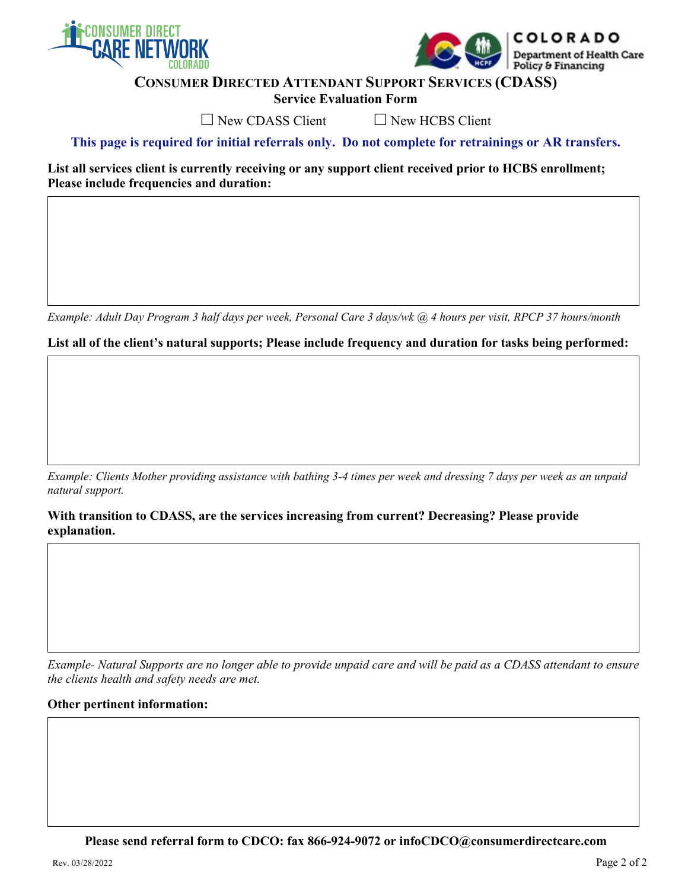# Consumer Directed Attendant Support Services (CDASS)

## Service Evaluation Form

☐ New CDASS Client ☐ New HCBS Client

**This page is required for initial referrals only. Do not complete for retrainings or AR transfers.**

**List all services client is currently receiving or any support client received prior to HCBS enrollment; Please include frequencies and duration:**

*Example: Adult Day Program 3 half days per week, Personal Care 3 days/wk @ 4 hours per visit, RPCP 37 hours/month*

**List all of the client's natural supports; Please include frequency and duration for tasks being performed:**

*Example: Clients Mother providing assistance with bathing 3-4 times per week and dressing 7 days per week as an unpaid natural support.*

**With transition to CDASS, are the services increasing from current? Decreasing? Please provide explanation.**

*Example- Natural Supports are no longer able to provide unpaid care and will be paid as a CDASS attendant to ensure the clients health and safety needs are met.*

**Other pertinent information:**

**Please send referral form to CDCO: fax 866-924-9072 or infoCDCO@consumerdirectcare.com**

Rev. 03/28/2022